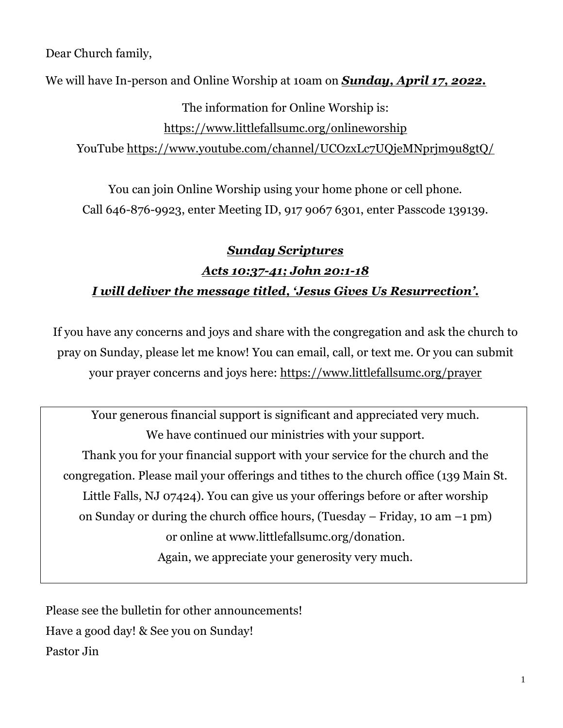Dear Church family,

We will have In-person and Online Worship at 10am on ***Sunday, April 17, 2022.***

The information for Online Worship is:
https://www.littlefallsumc.org/onlineworship
YouTube https://www.youtube.com/channel/UCOzxLc7UQjeMNprjm9u8gtQ/

You can join Online Worship using your home phone or cell phone.
Call 646-876-9923, enter Meeting ID, 917 9067 6301, enter Passcode 139139.

***Sunday Scriptures***
***Acts 10:37-41; John 20:1-18***
***I will deliver the message titled, 'Jesus Gives Us Resurrection'.***

If you have any concerns and joys and share with the congregation and ask the church to pray on Sunday, please let me know! You can email, call, or text me. Or you can submit your prayer concerns and joys here: https://www.littlefallsumc.org/prayer

Your generous financial support is significant and appreciated very much.
We have continued our ministries with your support.
Thank you for your financial support with your service for the church and the congregation. Please mail your offerings and tithes to the church office (139 Main St. Little Falls, NJ 07424). You can give us your offerings before or after worship on Sunday or during the church office hours, (Tuesday – Friday, 10 am –1 pm) or online at www.littlefallsumc.org/donation.
Again, we appreciate your generosity very much.

Please see the bulletin for other announcements!
Have a good day! & See you on Sunday!
Pastor Jin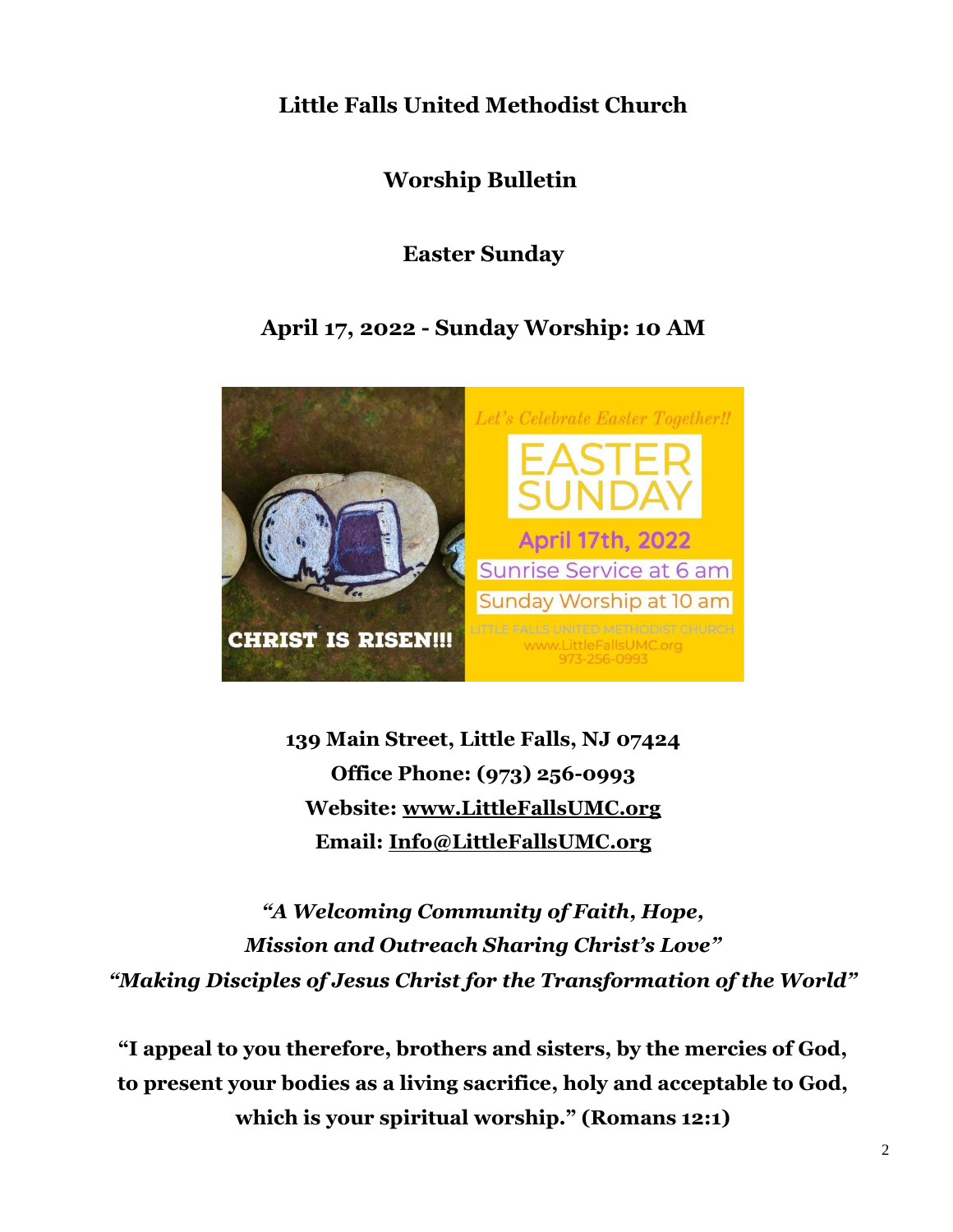# Little Falls United Methodist Church

## Worship Bulletin

## Easter Sunday

## April 17, 2022 - Sunday Worship: 10 AM

**139 Main Street, Little Falls, NJ 07424**
**Office Phone: (973) 256-0993**
**Website: www.LittleFallsUMC.org**
**Email: Info@LittleFallsUMC.org**

***"A Welcoming Community of Faith, Hope, Mission and Outreach Sharing Christ's Love"***
***"Making Disciples of Jesus Christ for the Transformation of the World"***

**"I appeal to you therefore, brothers and sisters, by the mercies of God, to present your bodies as a living sacrifice, holy and acceptable to God, which is your spiritual worship." (Romans 12:1)**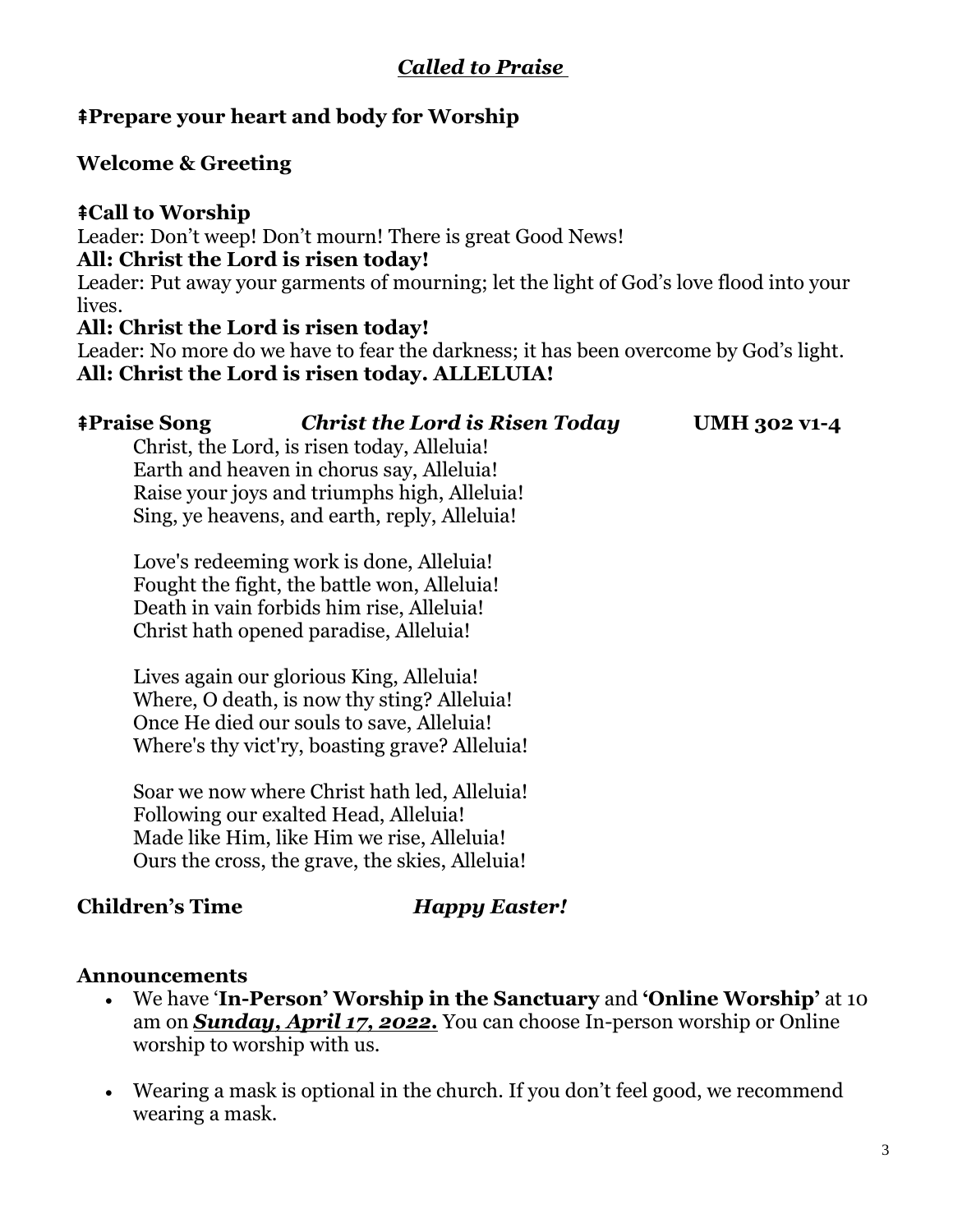## ***Called to Praise***

**ǂPrepare your heart and body for Worship**

**Welcome & Greeting**

**ǂCall to Worship**

Leader: Don't weep! Don't mourn! There is great Good News!

**All: Christ the Lord is risen today!**

Leader: Put away your garments of mourning; let the light of God's love flood into your lives.

**All: Christ the Lord is risen today!**

Leader: No more do we have to fear the darkness; it has been overcome by God's light.

**All: Christ the Lord is risen today. ALLELUIA!**

**ǂPraise Song** ***Christ the Lord is Risen Today*** **UMH 302 v1-4**

Christ, the Lord, is risen today, Alleluia!
Earth and heaven in chorus say, Alleluia!
Raise your joys and triumphs high, Alleluia!
Sing, ye heavens, and earth, reply, Alleluia!

Love's redeeming work is done, Alleluia!
Fought the fight, the battle won, Alleluia!
Death in vain forbids him rise, Alleluia!
Christ hath opened paradise, Alleluia!

Lives again our glorious King, Alleluia!
Where, O death, is now thy sting? Alleluia!
Once He died our souls to save, Alleluia!
Where's thy vict'ry, boasting grave? Alleluia!

Soar we now where Christ hath led, Alleluia!
Following our exalted Head, Alleluia!
Made like Him, like Him we rise, Alleluia!
Ours the cross, the grave, the skies, Alleluia!

**Children's Time** ***Happy Easter!***

**Announcements**

- We have '**In-Person' Worship in the Sanctuary** and **'Online Worship'** at 10 am on ***Sunday, April 17, 2022.*** You can choose In-person worship or Online worship to worship with us.
- Wearing a mask is optional in the church. If you don't feel good, we recommend wearing a mask.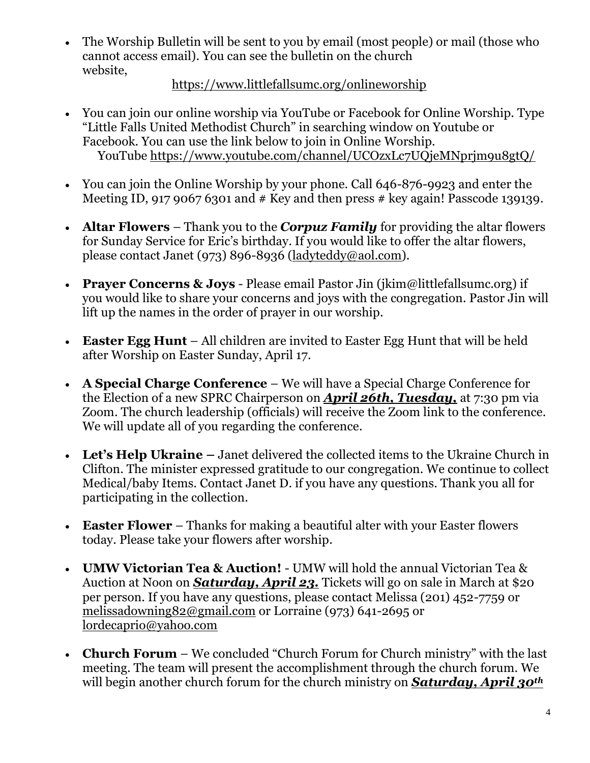- The Worship Bulletin will be sent to you by email (most people) or mail (those who cannot access email). You can see the bulletin on the church website,

  https://www.littlefallsumc.org/onlineworship

- You can join our online worship via YouTube or Facebook for Online Worship. Type "Little Falls United Methodist Church" in searching window on Youtube or Facebook. You can use the link below to join in Online Worship.

  YouTube https://www.youtube.com/channel/UCOzxLc7UQjeMNprjm9u8gtQ/

- You can join the Online Worship by your phone. Call 646-876-9923 and enter the Meeting ID, 917 9067 6301 and # Key and then press # key again! Passcode 139139.

- **Altar Flowers** – Thank you to the ***Corpuz Family*** for providing the altar flowers for Sunday Service for Eric's birthday. If you would like to offer the altar flowers, please contact Janet (973) 896-8936 (ladyteddy@aol.com).

- **Prayer Concerns & Joys** - Please email Pastor Jin (jkim@littlefallsumc.org) if you would like to share your concerns and joys with the congregation. Pastor Jin will lift up the names in the order of prayer in our worship.

- **Easter Egg Hunt** – All children are invited to Easter Egg Hunt that will be held after Worship on Easter Sunday, April 17.

- **A Special Charge Conference** – We will have a Special Charge Conference for the Election of a new SPRC Chairperson on ***<u>April 26th, Tuesday,</u>*** at 7:30 pm via Zoom. The church leadership (officials) will receive the Zoom link to the conference. We will update all of you regarding the conference.

- **Let's Help Ukraine –** Janet delivered the collected items to the Ukraine Church in Clifton. The minister expressed gratitude to our congregation. We continue to collect Medical/baby Items. Contact Janet D. if you have any questions. Thank you all for participating in the collection.

- **Easter Flower** – Thanks for making a beautiful alter with your Easter flowers today. Please take your flowers after worship.

- **UMW Victorian Tea & Auction!** - UMW will hold the annual Victorian Tea & Auction at Noon on ***<u>Saturday, April 23.</u>*** Tickets will go on sale in March at $20 per person. If you have any questions, please contact Melissa (201) 452-7759 or melissadowning82@gmail.com or Lorraine (973) 641-2695 or lordecaprio@yahoo.com

- **Church Forum** – We concluded "Church Forum for Church ministry" with the last meeting. The team will present the accomplishment through the church forum. We will begin another church forum for the church ministry on ***<u>Saturday, April 30th</u>***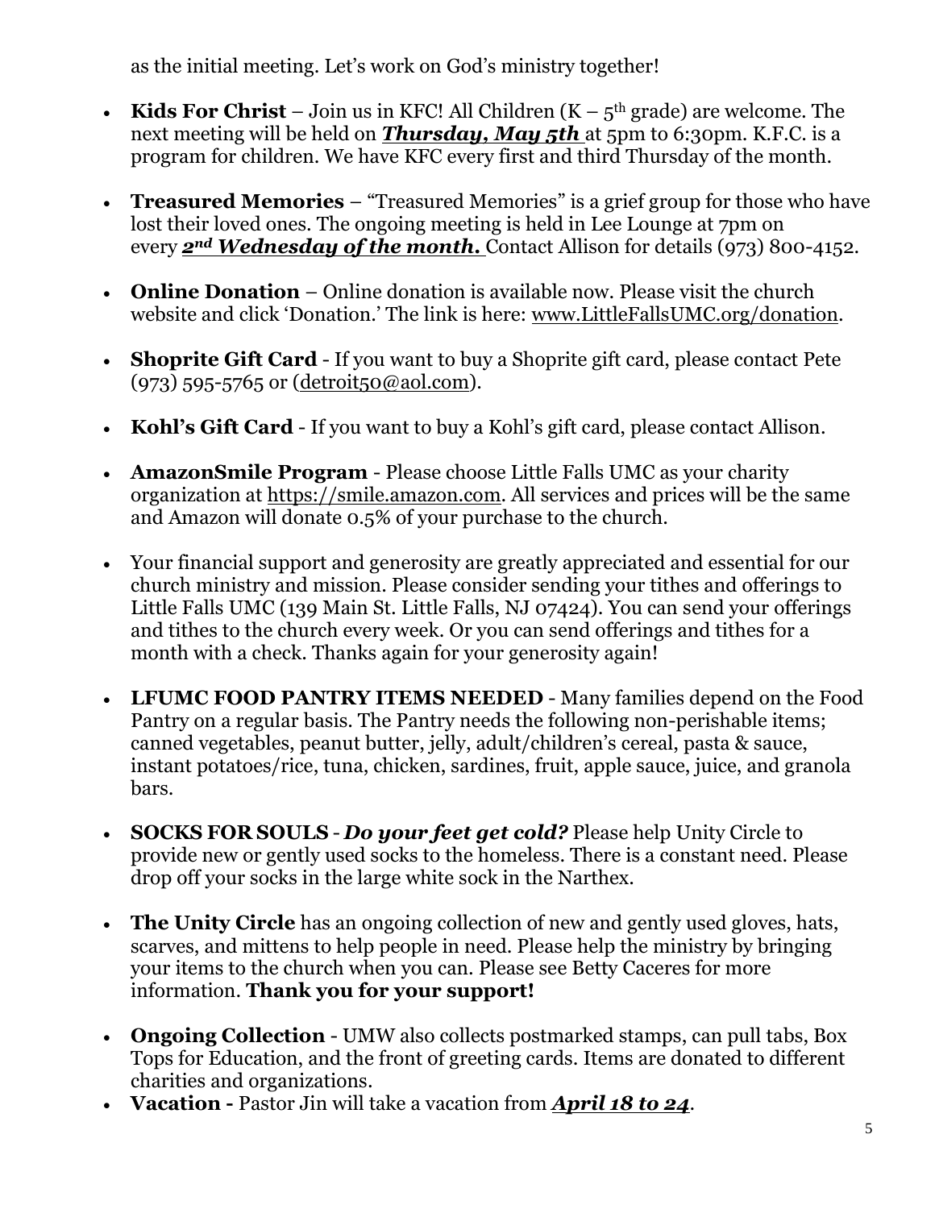as the initial meeting. Let's work on God's ministry together!

- **Kids For Christ** – Join us in KFC! All Children (K – 5th grade) are welcome. The next meeting will be held on ***Thursday, May 5th*** at 5pm to 6:30pm. K.F.C. is a program for children. We have KFC every first and third Thursday of the month.
- **Treasured Memories** – "Treasured Memories" is a grief group for those who have lost their loved ones. The ongoing meeting is held in Lee Lounge at 7pm on every ***2nd Wednesday of the month.*** Contact Allison for details (973) 800-4152.
- **Online Donation** – Online donation is available now. Please visit the church website and click 'Donation.' The link is here: www.LittleFallsUMC.org/donation.
- **Shoprite Gift Card** - If you want to buy a Shoprite gift card, please contact Pete (973) 595-5765 or (detroit50@aol.com).
- **Kohl's Gift Card** - If you want to buy a Kohl's gift card, please contact Allison.
- **AmazonSmile Program** - Please choose Little Falls UMC as your charity organization at https://smile.amazon.com. All services and prices will be the same and Amazon will donate 0.5% of your purchase to the church.
- Your financial support and generosity are greatly appreciated and essential for our church ministry and mission. Please consider sending your tithes and offerings to Little Falls UMC (139 Main St. Little Falls, NJ 07424). You can send your offerings and tithes to the church every week. Or you can send offerings and tithes for a month with a check. Thanks again for your generosity again!
- **LFUMC FOOD PANTRY ITEMS NEEDED** - Many families depend on the Food Pantry on a regular basis. The Pantry needs the following non-perishable items; canned vegetables, peanut butter, jelly, adult/children's cereal, pasta & sauce, instant potatoes/rice, tuna, chicken, sardines, fruit, apple sauce, juice, and granola bars.
- **SOCKS FOR SOULS** - ***Do your feet get cold?*** Please help Unity Circle to provide new or gently used socks to the homeless. There is a constant need. Please drop off your socks in the large white sock in the Narthex.
- **The Unity Circle** has an ongoing collection of new and gently used gloves, hats, scarves, and mittens to help people in need. Please help the ministry by bringing your items to the church when you can. Please see Betty Caceres for more information. **Thank you for your support!**
- **Ongoing Collection** - UMW also collects postmarked stamps, can pull tabs, Box Tops for Education, and the front of greeting cards. Items are donated to different charities and organizations.
- **Vacation -** Pastor Jin will take a vacation from ***April 18 to 24***.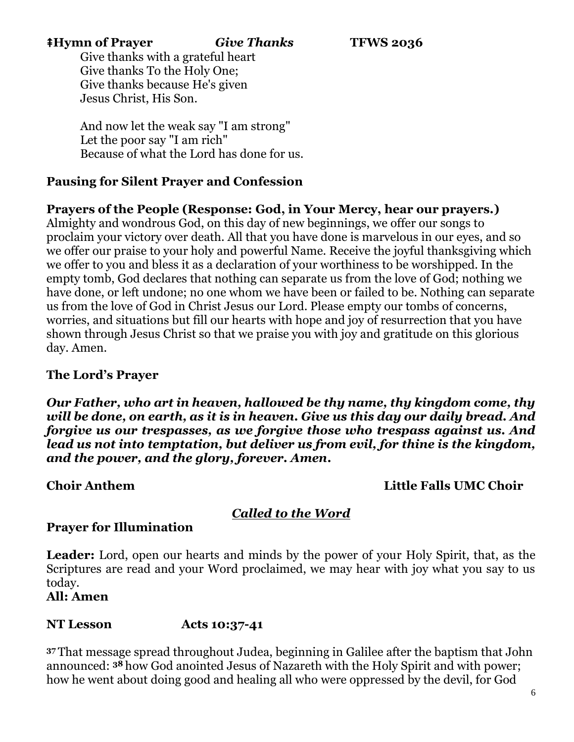**‡Hymn of Prayer** *Give Thanks* **TFWS 2036**

Give thanks with a grateful heart
Give thanks To the Holy One;
Give thanks because He's given
Jesus Christ, His Son.

And now let the weak say "I am strong"
Let the poor say "I am rich"
Because of what the Lord has done for us.

**Pausing for Silent Prayer and Confession**

**Prayers of the People (Response: God, in Your Mercy, hear our prayers.)**

Almighty and wondrous God, on this day of new beginnings, we offer our songs to proclaim your victory over death. All that you have done is marvelous in our eyes, and so we offer our praise to your holy and powerful Name. Receive the joyful thanksgiving which we offer to you and bless it as a declaration of your worthiness to be worshipped. In the empty tomb, God declares that nothing can separate us from the love of God; nothing we have done, or left undone; no one whom we have been or failed to be. Nothing can separate us from the love of God in Christ Jesus our Lord. Please empty our tombs of concerns, worries, and situations but fill our hearts with hope and joy of resurrection that you have shown through Jesus Christ so that we praise you with joy and gratitude on this glorious day. Amen.

**The Lord's Prayer**

***Our Father, who art in heaven, hallowed be thy name, thy kingdom come, thy will be done, on earth, as it is in heaven. Give us this day our daily bread. And forgive us our trespasses, as we forgive those who trespass against us. And lead us not into temptation, but deliver us from evil, for thine is the kingdom, and the power, and the glory, forever. Amen.***

**Choir Anthem** **Little Falls UMC Choir**

## *Called to the Word*

**Prayer for Illumination**

**Leader:** Lord, open our hearts and minds by the power of your Holy Spirit, that, as the Scriptures are read and your Word proclaimed, we may hear with joy what you say to us today.

**All: Amen**

**NT Lesson** **Acts 10:37-41**

**37** That message spread throughout Judea, beginning in Galilee after the baptism that John announced: **38** how God anointed Jesus of Nazareth with the Holy Spirit and with power; how he went about doing good and healing all who were oppressed by the devil, for God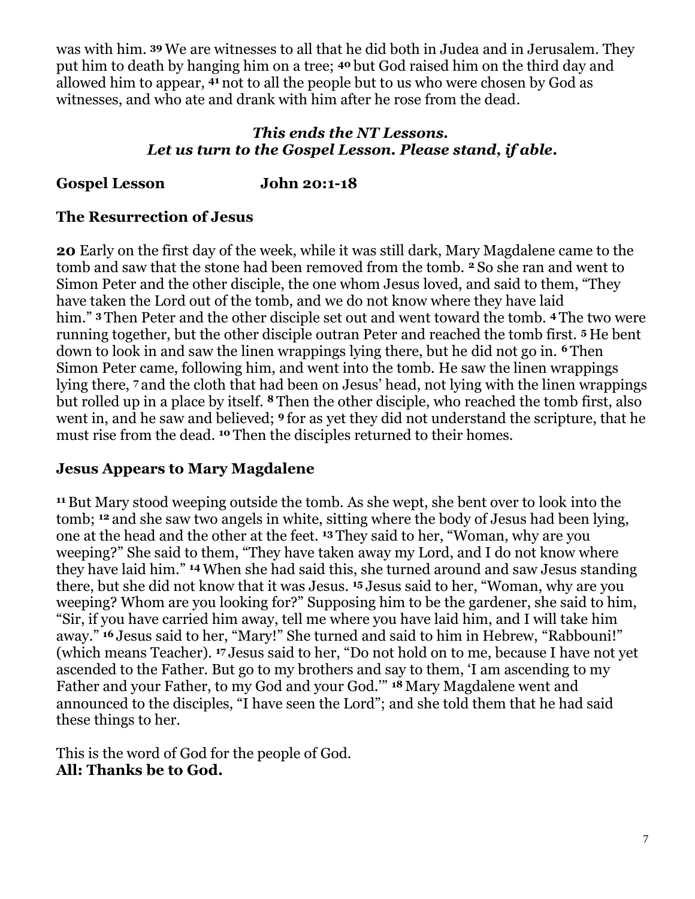was with him. **39** We are witnesses to all that he did both in Judea and in Jerusalem. They put him to death by hanging him on a tree; **40** but God raised him on the third day and allowed him to appear, **41** not to all the people but to us who were chosen by God as witnesses, and who ate and drank with him after he rose from the dead.

***This ends the NT Lessons.***
***Let us turn to the Gospel Lesson. Please stand, if able.***

**Gospel Lesson John 20:1-18**

## The Resurrection of Jesus

**20** Early on the first day of the week, while it was still dark, Mary Magdalene came to the tomb and saw that the stone had been removed from the tomb. **2** So she ran and went to Simon Peter and the other disciple, the one whom Jesus loved, and said to them, "They have taken the Lord out of the tomb, and we do not know where they have laid him." **3** Then Peter and the other disciple set out and went toward the tomb. **4** The two were running together, but the other disciple outran Peter and reached the tomb first. **5** He bent down to look in and saw the linen wrappings lying there, but he did not go in. **6** Then Simon Peter came, following him, and went into the tomb. He saw the linen wrappings lying there, **7** and the cloth that had been on Jesus' head, not lying with the linen wrappings but rolled up in a place by itself. **8** Then the other disciple, who reached the tomb first, also went in, and he saw and believed; **9** for as yet they did not understand the scripture, that he must rise from the dead. **10** Then the disciples returned to their homes.

## Jesus Appears to Mary Magdalene

**11** But Mary stood weeping outside the tomb. As she wept, she bent over to look into the tomb; **12** and she saw two angels in white, sitting where the body of Jesus had been lying, one at the head and the other at the feet. **13** They said to her, "Woman, why are you weeping?" She said to them, "They have taken away my Lord, and I do not know where they have laid him." **14** When she had said this, she turned around and saw Jesus standing there, but she did not know that it was Jesus. **15** Jesus said to her, "Woman, why are you weeping? Whom are you looking for?" Supposing him to be the gardener, she said to him, "Sir, if you have carried him away, tell me where you have laid him, and I will take him away." **16** Jesus said to her, "Mary!" She turned and said to him in Hebrew, "Rabbouni!" (which means Teacher). **17** Jesus said to her, "Do not hold on to me, because I have not yet ascended to the Father. But go to my brothers and say to them, 'I am ascending to my Father and your Father, to my God and your God.'" **18** Mary Magdalene went and announced to the disciples, "I have seen the Lord"; and she told them that he had said these things to her.

This is the word of God for the people of God.
**All: Thanks be to God.**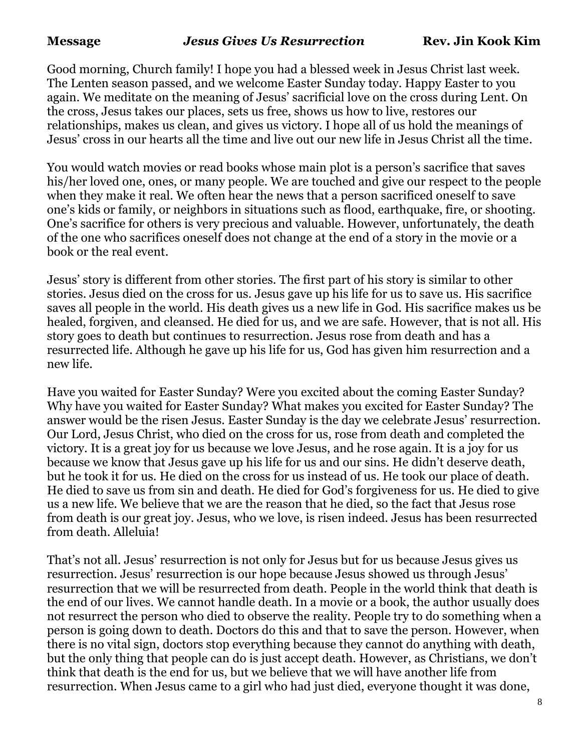**Message** ***Jesus Gives Us Resurrection*** **Rev. Jin Kook Kim**

Good morning, Church family! I hope you had a blessed week in Jesus Christ last week. The Lenten season passed, and we welcome Easter Sunday today. Happy Easter to you again. We meditate on the meaning of Jesus' sacrificial love on the cross during Lent. On the cross, Jesus takes our places, sets us free, shows us how to live, restores our relationships, makes us clean, and gives us victory. I hope all of us hold the meanings of Jesus' cross in our hearts all the time and live out our new life in Jesus Christ all the time.

You would watch movies or read books whose main plot is a person's sacrifice that saves his/her loved one, ones, or many people. We are touched and give our respect to the people when they make it real. We often hear the news that a person sacrificed oneself to save one's kids or family, or neighbors in situations such as flood, earthquake, fire, or shooting. One's sacrifice for others is very precious and valuable. However, unfortunately, the death of the one who sacrifices oneself does not change at the end of a story in the movie or a book or the real event.

Jesus' story is different from other stories. The first part of his story is similar to other stories. Jesus died on the cross for us. Jesus gave up his life for us to save us. His sacrifice saves all people in the world. His death gives us a new life in God. His sacrifice makes us be healed, forgiven, and cleansed. He died for us, and we are safe. However, that is not all. His story goes to death but continues to resurrection. Jesus rose from death and has a resurrected life. Although he gave up his life for us, God has given him resurrection and a new life.

Have you waited for Easter Sunday? Were you excited about the coming Easter Sunday? Why have you waited for Easter Sunday? What makes you excited for Easter Sunday? The answer would be the risen Jesus. Easter Sunday is the day we celebrate Jesus' resurrection. Our Lord, Jesus Christ, who died on the cross for us, rose from death and completed the victory. It is a great joy for us because we love Jesus, and he rose again. It is a joy for us because we know that Jesus gave up his life for us and our sins. He didn't deserve death, but he took it for us. He died on the cross for us instead of us. He took our place of death. He died to save us from sin and death. He died for God's forgiveness for us. He died to give us a new life. We believe that we are the reason that he died, so the fact that Jesus rose from death is our great joy. Jesus, who we love, is risen indeed. Jesus has been resurrected from death. Alleluia!

That's not all. Jesus' resurrection is not only for Jesus but for us because Jesus gives us resurrection. Jesus' resurrection is our hope because Jesus showed us through Jesus' resurrection that we will be resurrected from death. People in the world think that death is the end of our lives. We cannot handle death. In a movie or a book, the author usually does not resurrect the person who died to observe the reality. People try to do something when a person is going down to death. Doctors do this and that to save the person. However, when there is no vital sign, doctors stop everything because they cannot do anything with death, but the only thing that people can do is just accept death. However, as Christians, we don't think that death is the end for us, but we believe that we will have another life from resurrection. When Jesus came to a girl who had just died, everyone thought it was done,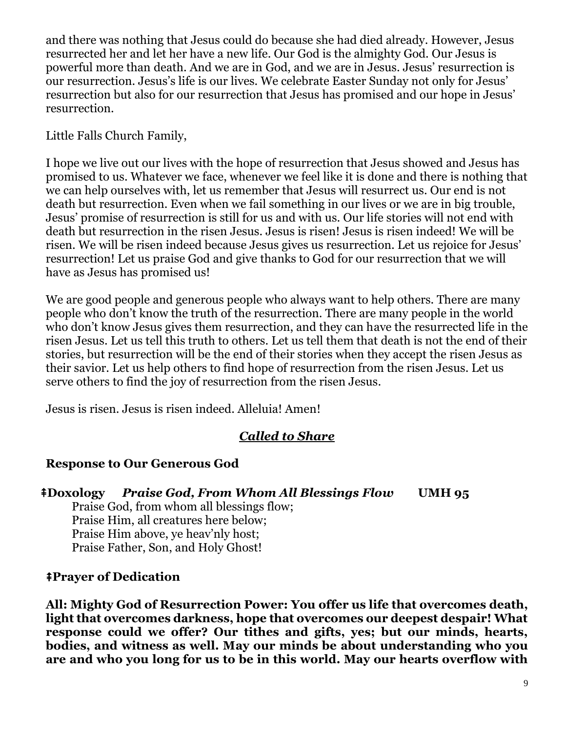and there was nothing that Jesus could do because she had died already. However, Jesus resurrected her and let her have a new life. Our God is the almighty God. Our Jesus is powerful more than death. And we are in God, and we are in Jesus. Jesus' resurrection is our resurrection. Jesus's life is our lives. We celebrate Easter Sunday not only for Jesus' resurrection but also for our resurrection that Jesus has promised and our hope in Jesus' resurrection.

Little Falls Church Family,

I hope we live out our lives with the hope of resurrection that Jesus showed and Jesus has promised to us. Whatever we face, whenever we feel like it is done and there is nothing that we can help ourselves with, let us remember that Jesus will resurrect us. Our end is not death but resurrection. Even when we fail something in our lives or we are in big trouble, Jesus' promise of resurrection is still for us and with us. Our life stories will not end with death but resurrection in the risen Jesus. Jesus is risen! Jesus is risen indeed! We will be risen. We will be risen indeed because Jesus gives us resurrection. Let us rejoice for Jesus' resurrection! Let us praise God and give thanks to God for our resurrection that we will have as Jesus has promised us!

We are good people and generous people who always want to help others. There are many people who don't know the truth of the resurrection. There are many people in the world who don't know Jesus gives them resurrection, and they can have the resurrected life in the risen Jesus. Let us tell this truth to others. Let us tell them that death is not the end of their stories, but resurrection will be the end of their stories when they accept the risen Jesus as their savior. Let us help others to find hope of resurrection from the risen Jesus. Let us serve others to find the joy of resurrection from the risen Jesus.

Jesus is risen. Jesus is risen indeed. Alleluia! Amen!

## ***Called to Share***

**Response to Our Generous God**

**⇞Doxology** ***Praise God, From Whom All Blessings Flow*** **UMH 95**

Praise God, from whom all blessings flow;
Praise Him, all creatures here below;
Praise Him above, ye heav'nly host;
Praise Father, Son, and Holy Ghost!

**⇞Prayer of Dedication**

**All: Mighty God of Resurrection Power: You offer us life that overcomes death, light that overcomes darkness, hope that overcomes our deepest despair! What response could we offer? Our tithes and gifts, yes; but our minds, hearts, bodies, and witness as well. May our minds be about understanding who you are and who you long for us to be in this world. May our hearts overflow with**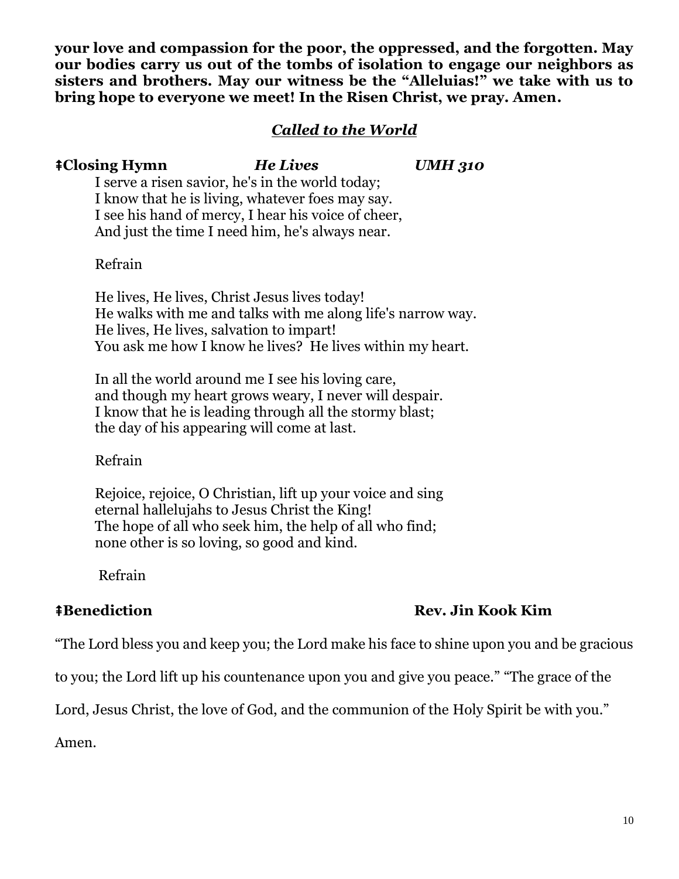**your love and compassion for the poor, the oppressed, and the forgotten. May our bodies carry us out of the tombs of isolation to engage our neighbors as sisters and brothers. May our witness be the "Alleluias!" we take with us to bring hope to everyone we meet! In the Risen Christ, we pray. Amen.**

## ***Called to the World***

**‡Closing Hymn** ***He Lives*** ***UMH 310***

I serve a risen savior, he's in the world today;
I know that he is living, whatever foes may say.
I see his hand of mercy, I hear his voice of cheer,
And just the time I need him, he's always near.

Refrain

He lives, He lives, Christ Jesus lives today!
He walks with me and talks with me along life's narrow way.
He lives, He lives, salvation to impart!
You ask me how I know he lives? He lives within my heart.

In all the world around me I see his loving care,
and though my heart grows weary, I never will despair.
I know that he is leading through all the stormy blast;
the day of his appearing will come at last.

Refrain

Rejoice, rejoice, O Christian, lift up your voice and sing
eternal hallelujahs to Jesus Christ the King!
The hope of all who seek him, the help of all who find;
none other is so loving, so good and kind.

Refrain

**‡Benediction** **Rev. Jin Kook Kim**

"The Lord bless you and keep you; the Lord make his face to shine upon you and be gracious to you; the Lord lift up his countenance upon you and give you peace." "The grace of the Lord, Jesus Christ, the love of God, and the communion of the Holy Spirit be with you." Amen.